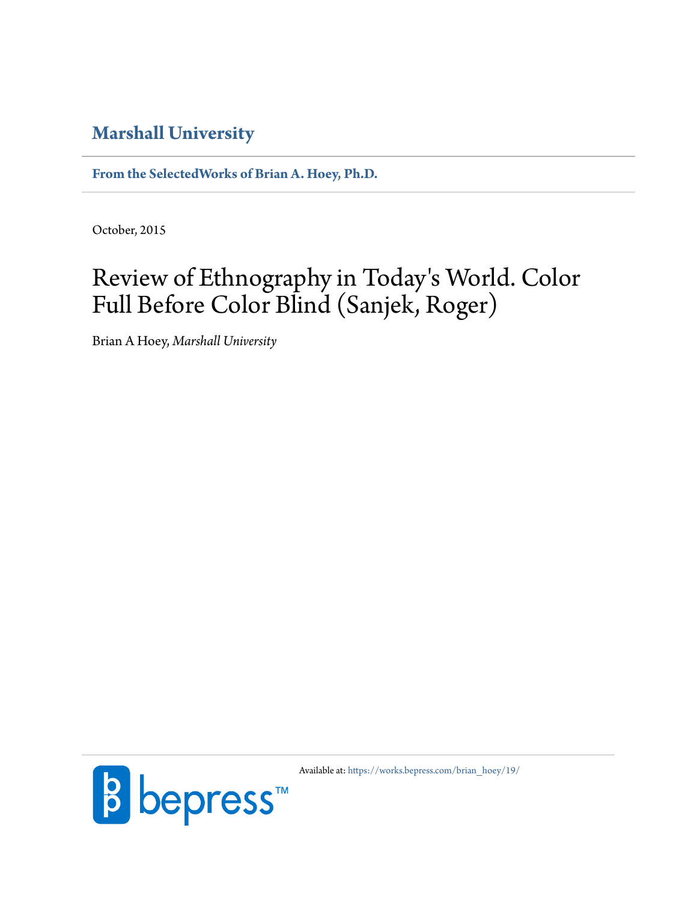**Marshall University**

**From the SelectedWorks of Brian A. Hoey, Ph.D.**

October, 2015

# Review of Ethnography in Today's World. Color Full Before Color Blind (Sanjek, Roger)

Brian A Hoey, *Marshall University*

Available at: https://works.bepress.com/brian_hoey/19/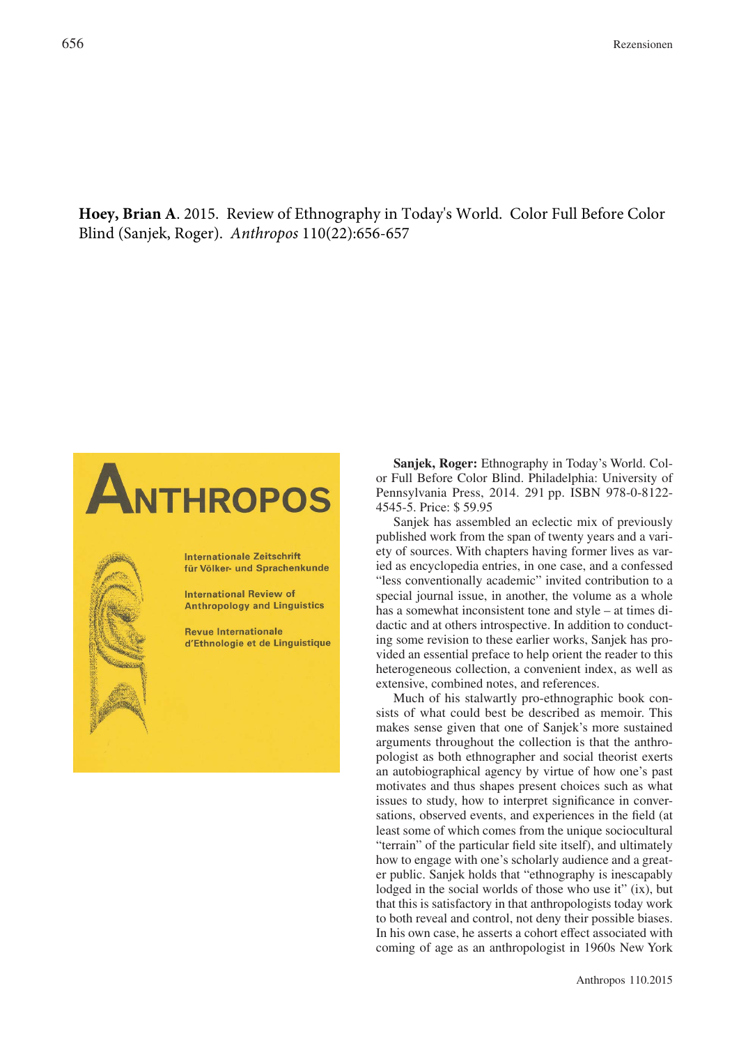**Hoey, Brian A**. 2015. Review of Ethnography in Today's World. Color Full Before Color Blind (Sanjek, Roger). *Anthropos* 110(22):656-657

**Sanjek, Roger:** Ethnography in Today's World. Color Full Before Color Blind. Philadelphia: University of Pennsylvania Press, 2014. 291 pp. ISBN 978-0-8122-4545-5. Price: $ 59.95

Sanjek has assembled an eclectic mix of previously published work from the span of twenty years and a variety of sources. With chapters having former lives as varied as encyclopedia entries, in one case, and a confessed "less conventionally academic" invited contribution to a special journal issue, in another, the volume as a whole has a somewhat inconsistent tone and style – at times didactic and at others introspective. In addition to conducting some revision to these earlier works, Sanjek has provided an essential preface to help orient the reader to this heterogeneous collection, a convenient index, as well as extensive, combined notes, and references.

Much of his stalwartly pro-ethnographic book consists of what could best be described as memoir. This makes sense given that one of Sanjek's more sustained arguments throughout the collection is that the anthropologist as both ethnographer and social theorist exerts an autobiographical agency by virtue of how one's past motivates and thus shapes present choices such as what issues to study, how to interpret significance in conversations, observed events, and experiences in the field (at least some of which comes from the unique sociocultural "terrain" of the particular field site itself), and ultimately how to engage with one's scholarly audience and a greater public. Sanjek holds that "ethnography is inescapably lodged in the social worlds of those who use it" (ix), but that this is satisfactory in that anthropologists today work to both reveal and control, not deny their possible biases. In his own case, he asserts a cohort effect associated with coming of age as an anthropologist in 1960s New York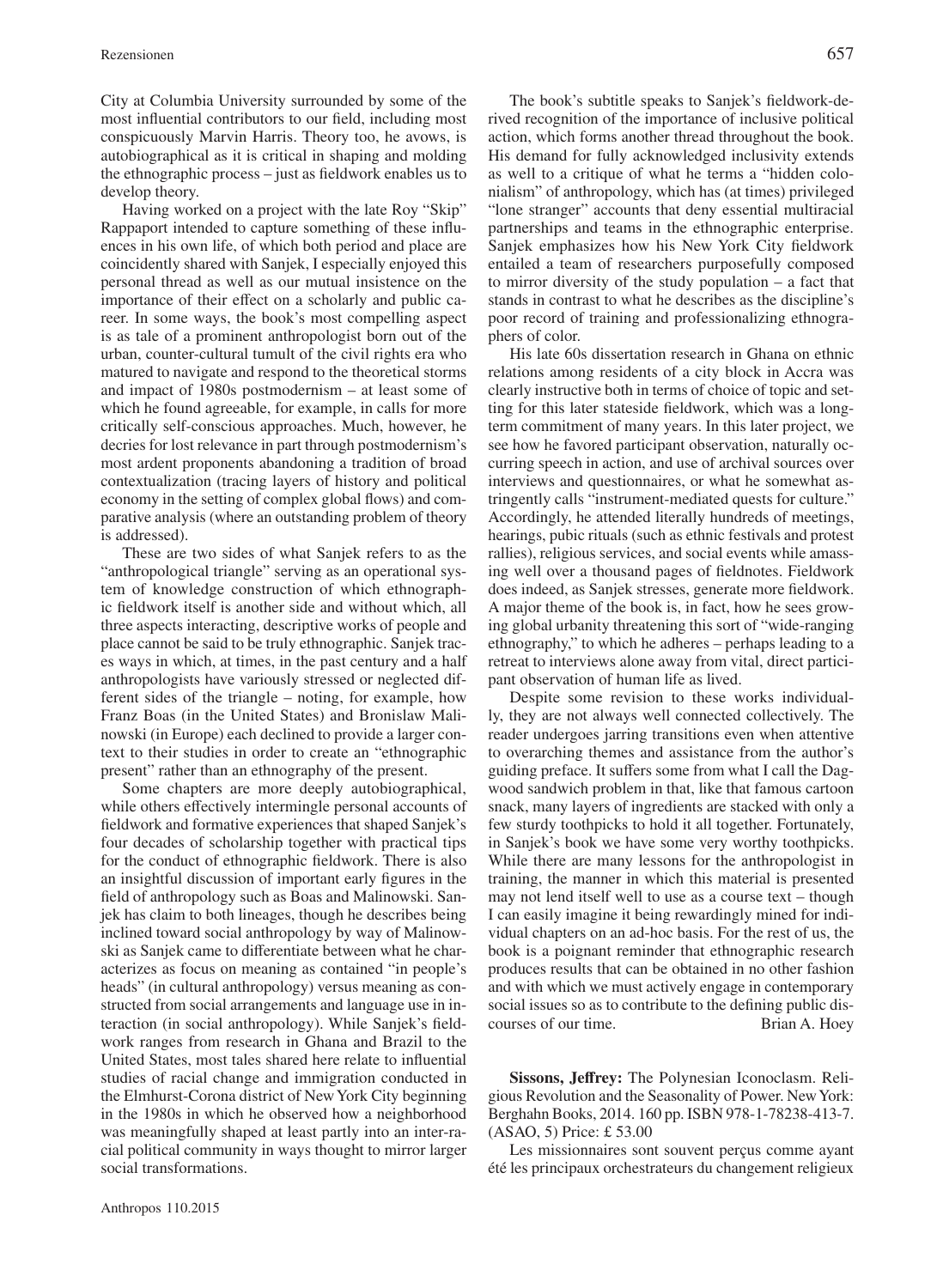City at Columbia University surrounded by some of the most influential contributors to our field, including most conspicuously Marvin Harris. Theory too, he avows, is autobiographical as it is critical in shaping and molding the ethnographic process – just as fieldwork enables us to develop theory.

Having worked on a project with the late Roy "Skip" Rappaport intended to capture something of these influences in his own life, of which both period and place are coincidently shared with Sanjek, I especially enjoyed this personal thread as well as our mutual insistence on the importance of their effect on a scholarly and public career. In some ways, the book's most compelling aspect is as tale of a prominent anthropologist born out of the urban, counter-cultural tumult of the civil rights era who matured to navigate and respond to the theoretical storms and impact of 1980s postmodernism – at least some of which he found agreeable, for example, in calls for more critically self-conscious approaches. Much, however, he decries for lost relevance in part through postmodernism's most ardent proponents abandoning a tradition of broad contextualization (tracing layers of history and political economy in the setting of complex global flows) and comparative analysis (where an outstanding problem of theory is addressed).

These are two sides of what Sanjek refers to as the "anthropological triangle" serving as an operational system of knowledge construction of which ethnographic fieldwork itself is another side and without which, all three aspects interacting, descriptive works of people and place cannot be said to be truly ethnographic. Sanjek traces ways in which, at times, in the past century and a half anthropologists have variously stressed or neglected different sides of the triangle – noting, for example, how Franz Boas (in the United States) and Bronislaw Malinowski (in Europe) each declined to provide a larger context to their studies in order to create an "ethnographic present" rather than an ethnography of the present.

Some chapters are more deeply autobiographical, while others effectively intermingle personal accounts of fieldwork and formative experiences that shaped Sanjek's four decades of scholarship together with practical tips for the conduct of ethnographic fieldwork. There is also an insightful discussion of important early figures in the field of anthropology such as Boas and Malinowski. Sanjek has claim to both lineages, though he describes being inclined toward social anthropology by way of Malinowski as Sanjek came to differentiate between what he characterizes as focus on meaning as contained "in people's heads" (in cultural anthropology) versus meaning as constructed from social arrangements and language use in interaction (in social anthropology). While Sanjek's fieldwork ranges from research in Ghana and Brazil to the United States, most tales shared here relate to influential studies of racial change and immigration conducted in the Elmhurst-Corona district of New York City beginning in the 1980s in which he observed how a neighborhood was meaningfully shaped at least partly into an inter-racial political community in ways thought to mirror larger social transformations.

The book's subtitle speaks to Sanjek's fieldwork-derived recognition of the importance of inclusive political action, which forms another thread throughout the book. His demand for fully acknowledged inclusivity extends as well to a critique of what he terms a "hidden colonialism" of anthropology, which has (at times) privileged "lone stranger" accounts that deny essential multiracial partnerships and teams in the ethnographic enterprise. Sanjek emphasizes how his New York City fieldwork entailed a team of researchers purposefully composed to mirror diversity of the study population – a fact that stands in contrast to what he describes as the discipline's poor record of training and professionalizing ethnographers of color.

His late 60s dissertation research in Ghana on ethnic relations among residents of a city block in Accra was clearly instructive both in terms of choice of topic and setting for this later stateside fieldwork, which was a long-term commitment of many years. In this later project, we see how he favored participant observation, naturally occurring speech in action, and use of archival sources over interviews and questionnaires, or what he somewhat astringently calls "instrument-mediated quests for culture." Accordingly, he attended literally hundreds of meetings, hearings, pubic rituals (such as ethnic festivals and protest rallies), religious services, and social events while amassing well over a thousand pages of fieldnotes. Fieldwork does indeed, as Sanjek stresses, generate more fieldwork. A major theme of the book is, in fact, how he sees growing global urbanity threatening this sort of "wide-ranging ethnography," to which he adheres – perhaps leading to a retreat to interviews alone away from vital, direct participant observation of human life as lived.

Despite some revision to these works individually, they are not always well connected collectively. The reader undergoes jarring transitions even when attentive to overarching themes and assistance from the author's guiding preface. It suffers some from what I call the Dagwood sandwich problem in that, like that famous cartoon snack, many layers of ingredients are stacked with only a few sturdy toothpicks to hold it all together. Fortunately, in Sanjek's book we have some very worthy toothpicks. While there are many lessons for the anthropologist in training, the manner in which this material is presented may not lend itself well to use as a course text – though I can easily imagine it being rewardingly mined for individual chapters on an ad-hoc basis. For the rest of us, the book is a poignant reminder that ethnographic research produces results that can be obtained in no other fashion and with which we must actively engage in contemporary social issues so as to contribute to the defining public discourses of our time.

Brian A. Hoey

**Sissons, Jeffrey:** The Polynesian Iconoclasm. Religious Revolution and the Seasonality of Power. New York: Berghahn Books, 2014. 160 pp. ISBN 978-1-78238-413-7. (ASAO, 5) Price: £ 53.00

Les missionnaires sont souvent perçus comme ayant été les principaux orchestrateurs du changement religieux